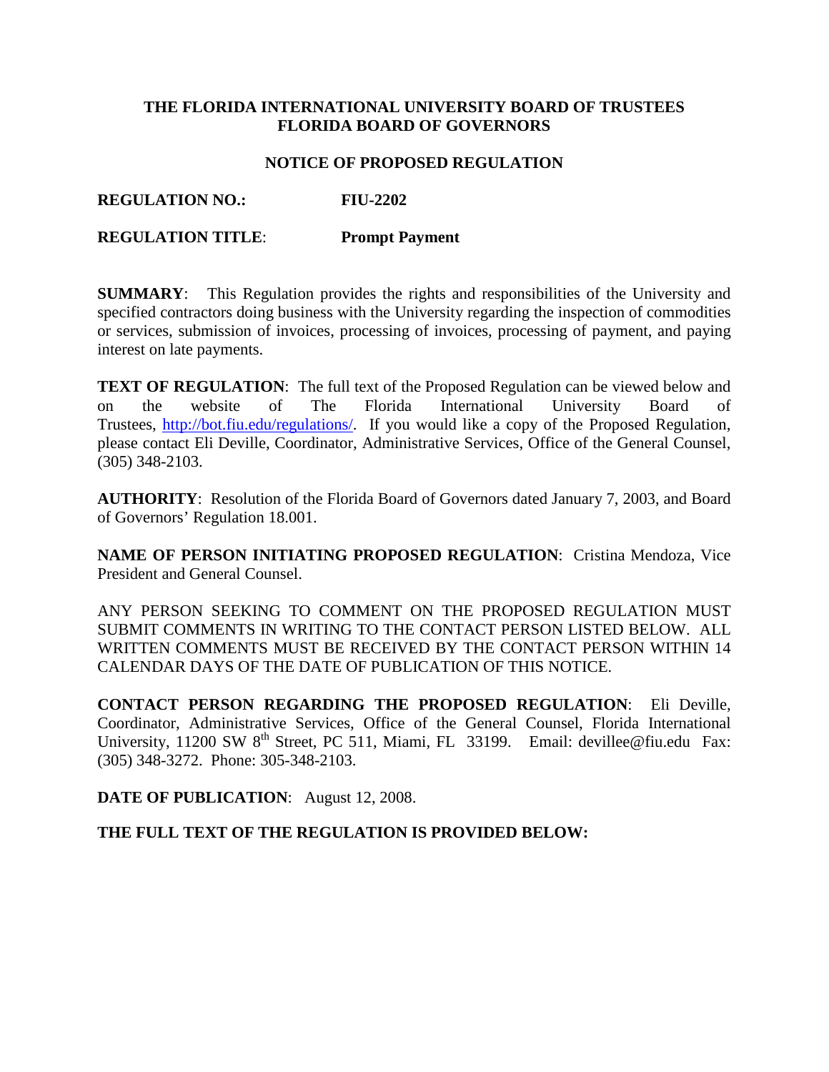**THE FLORIDA INTERNATIONAL UNIVERSITY BOARD OF TRUSTEES**
**FLORIDA BOARD OF GOVERNORS**

**NOTICE OF PROPOSED REGULATION**

**REGULATION NO.:** **FIU-2202**

**REGULATION TITLE**: **Prompt Payment**

**SUMMARY**: This Regulation provides the rights and responsibilities of the University and specified contractors doing business with the University regarding the inspection of commodities or services, submission of invoices, processing of invoices, processing of payment, and paying interest on late payments.

**TEXT OF REGULATION**: The full text of the Proposed Regulation can be viewed below and on the website of The Florida International University Board of Trustees, http://bot.fiu.edu/regulations/. If you would like a copy of the Proposed Regulation, please contact Eli Deville, Coordinator, Administrative Services, Office of the General Counsel, (305) 348-2103.

**AUTHORITY**: Resolution of the Florida Board of Governors dated January 7, 2003, and Board of Governors' Regulation 18.001.

**NAME OF PERSON INITIATING PROPOSED REGULATION**: Cristina Mendoza, Vice President and General Counsel.

ANY PERSON SEEKING TO COMMENT ON THE PROPOSED REGULATION MUST SUBMIT COMMENTS IN WRITING TO THE CONTACT PERSON LISTED BELOW. ALL WRITTEN COMMENTS MUST BE RECEIVED BY THE CONTACT PERSON WITHIN 14 CALENDAR DAYS OF THE DATE OF PUBLICATION OF THIS NOTICE.

**CONTACT PERSON REGARDING THE PROPOSED REGULATION**: Eli Deville, Coordinator, Administrative Services, Office of the General Counsel, Florida International University, 11200 SW 8th Street, PC 511, Miami, FL 33199. Email: devillee@fiu.edu Fax: (305) 348-3272. Phone: 305-348-2103.

**DATE OF PUBLICATION**: August 12, 2008.

**THE FULL TEXT OF THE REGULATION IS PROVIDED BELOW:**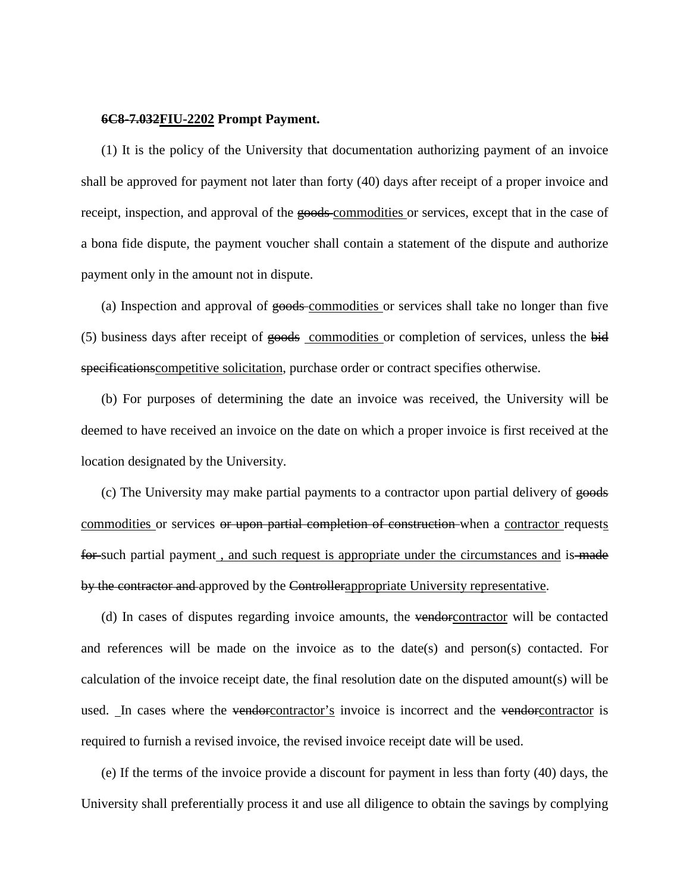**~~6C8-7.032~~FIU-2202 Prompt Payment.**

(1) It is the policy of the University that documentation authorizing payment of an invoice shall be approved for payment not later than forty (40) days after receipt of a proper invoice and receipt, inspection, and approval of the ~~goods~~ commodities or services, except that in the case of a bona fide dispute, the payment voucher shall contain a statement of the dispute and authorize payment only in the amount not in dispute.

(a) Inspection and approval of ~~goods~~ commodities or services shall take no longer than five (5) business days after receipt of ~~goods~~ commodities or completion of services, unless the ~~bid specifications~~competitive solicitation, purchase order or contract specifies otherwise.

(b) For purposes of determining the date an invoice was received, the University will be deemed to have received an invoice on the date on which a proper invoice is first received at the location designated by the University.

(c) The University may make partial payments to a contractor upon partial delivery of ~~goods~~ commodities or services ~~or upon partial completion of construction~~ when a contractor requests ~~for~~ such partial payment , and such request is appropriate under the circumstances and is ~~made by the contractor and~~ approved by the ~~Controller~~appropriate University representative.

(d) In cases of disputes regarding invoice amounts, the ~~vendor~~contractor will be contacted and references will be made on the invoice as to the date(s) and person(s) contacted. For calculation of the invoice receipt date, the final resolution date on the disputed amount(s) will be used. In cases where the ~~vendor~~contractor's invoice is incorrect and the ~~vendor~~contractor is required to furnish a revised invoice, the revised invoice receipt date will be used.

(e) If the terms of the invoice provide a discount for payment in less than forty (40) days, the University shall preferentially process it and use all diligence to obtain the savings by complying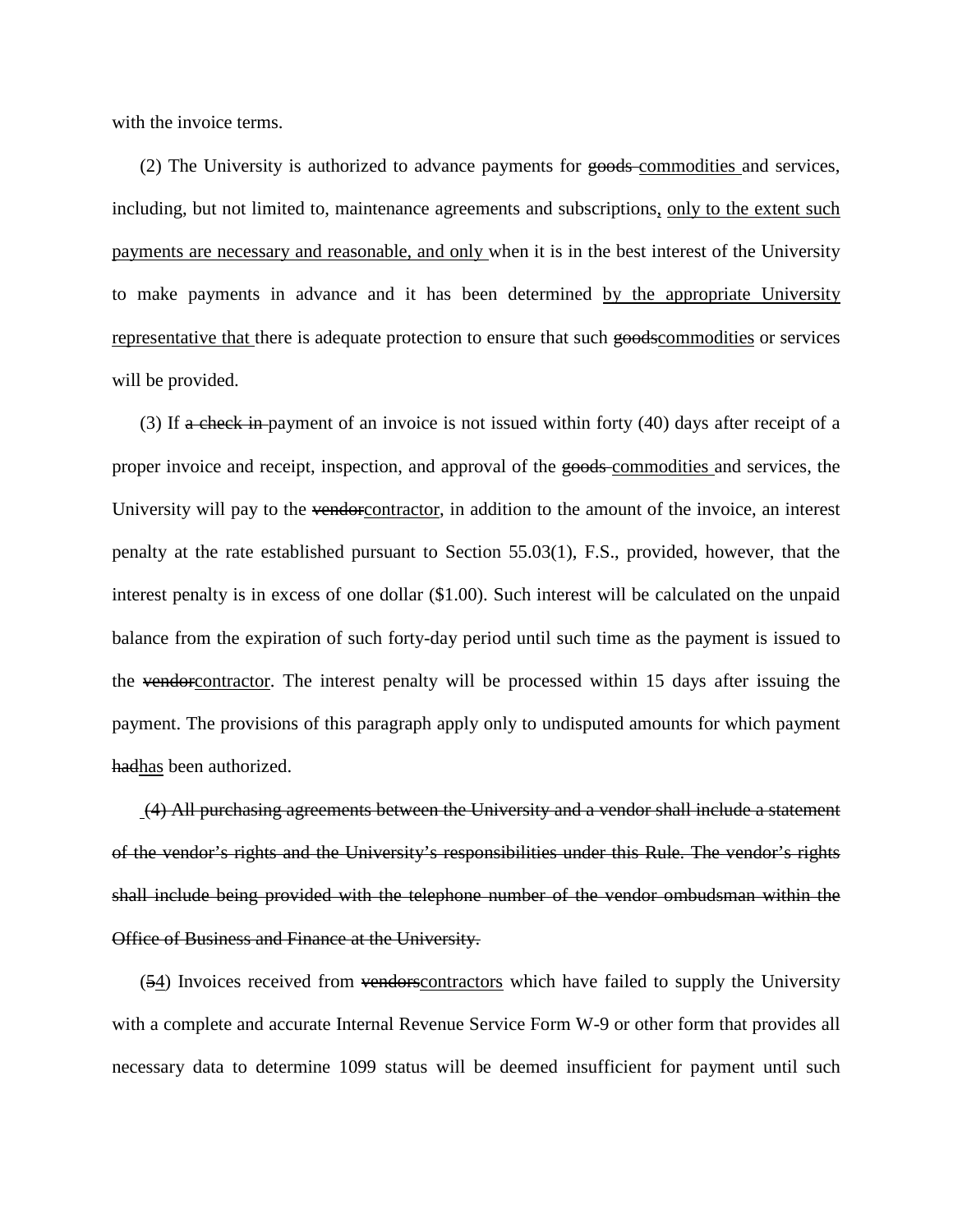with the invoice terms.

(2) The University is authorized to advance payments for ~~goods~~ <u>commodities</u> and services, including, but not limited to, maintenance agreements and subscriptions<u>, only to the extent such payments are necessary and reasonable, and only</u> when it is in the best interest of the University to make payments in advance and it has been determined <u>by the appropriate University representative that</u> there is adequate protection to ensure that such ~~goods~~<u>commodities</u> or services will be provided.

(3) If ~~a check in~~ payment of an invoice is not issued within forty (40) days after receipt of a proper invoice and receipt, inspection, and approval of the ~~goods~~ <u>commodities</u> and services, the University will pay to the ~~vendor~~<u>contractor</u>, in addition to the amount of the invoice, an interest penalty at the rate established pursuant to Section 55.03(1), F.S., provided, however, that the interest penalty is in excess of one dollar ($1.00). Such interest will be calculated on the unpaid balance from the expiration of such forty-day period until such time as the payment is issued to the ~~vendor~~<u>contractor</u>. The interest penalty will be processed within 15 days after issuing the payment. The provisions of this paragraph apply only to undisputed amounts for which payment ~~had~~<u>has</u> been authorized.

~~(4) All purchasing agreements between the University and a vendor shall include a statement of the vendor's rights and the University's responsibilities under this Rule. The vendor's rights shall include being provided with the telephone number of the vendor ombudsman within the Office of Business and Finance at the University.~~

(~~5~~<u>4</u>) Invoices received from ~~vendors~~<u>contractors</u> which have failed to supply the University with a complete and accurate Internal Revenue Service Form W-9 or other form that provides all necessary data to determine 1099 status will be deemed insufficient for payment until such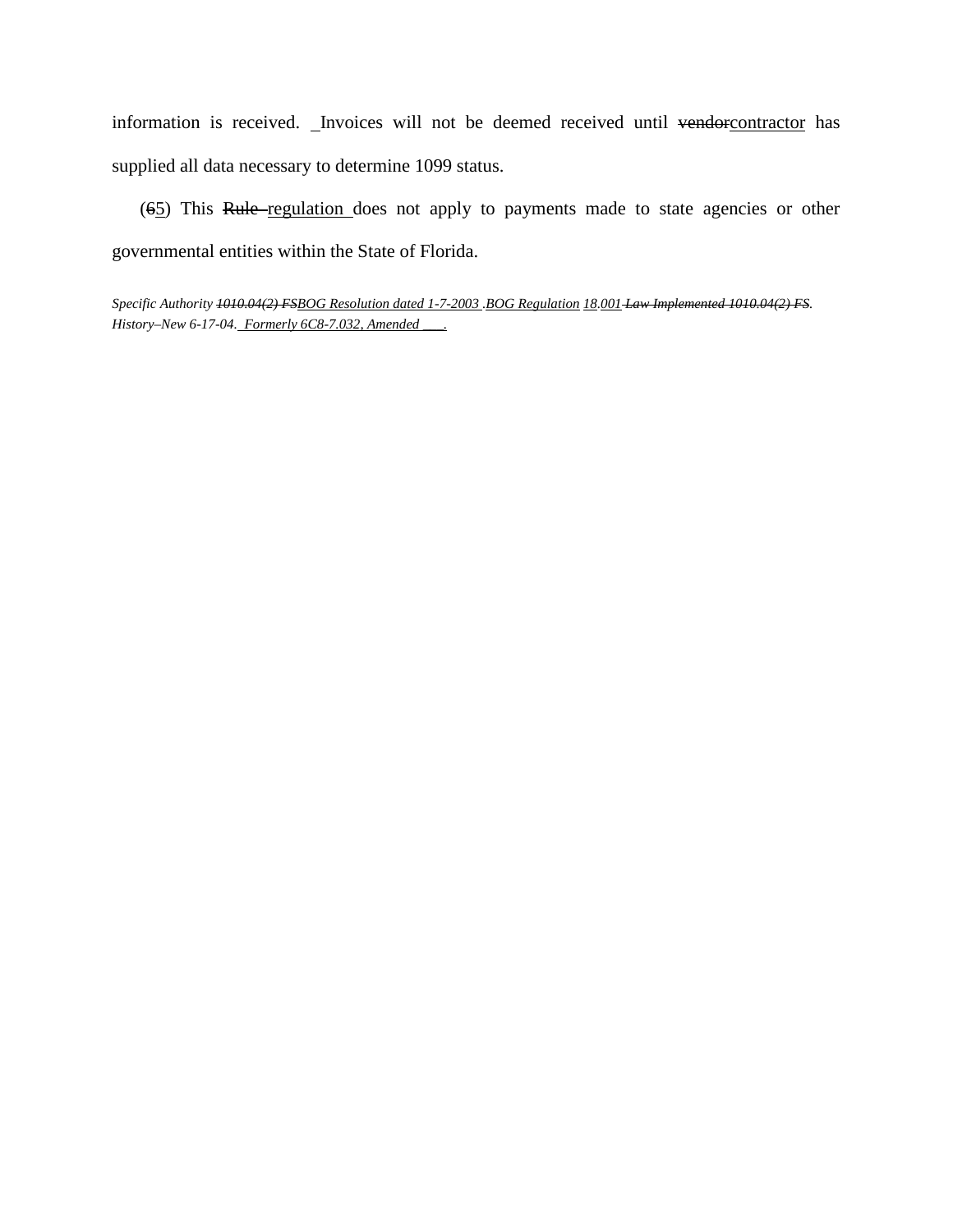information is received. Invoices will not be deemed received until ~~vendor~~contractor has supplied all data necessary to determine 1099 status.

(~~6~~5) This ~~Rule~~ regulation does not apply to payments made to state agencies or other governmental entities within the State of Florida.

*Specific Authority ~~1010.04(2) FS~~BOG Resolution dated 1-7-2003 .BOG Regulation 18.001 ~~Law Implemented 1010.04(2) FS~~. History–New 6-17-04. Formerly 6C8-7.032, Amended \_\_\_.*